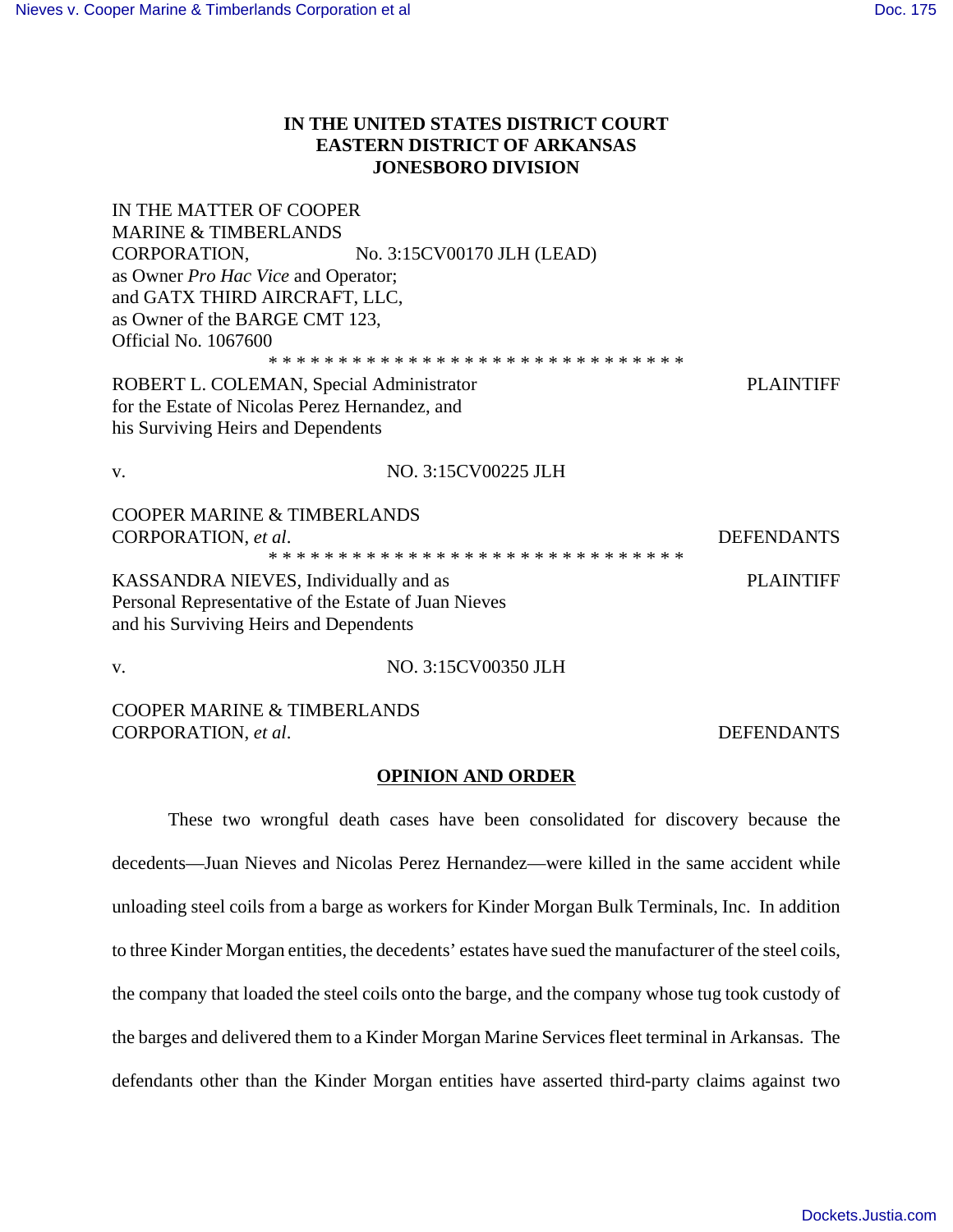**IN THE UNITED STATES DISTRICT COURT**
**EASTERN DISTRICT OF ARKANSAS**
**JONESBORO DIVISION**

IN THE MATTER OF COOPER MARINE & TIMBERLANDS CORPORATION, as Owner *Pro Hac Vice* and Operator; and GATX THIRD AIRCRAFT, LLC, as Owner of the BARGE CMT 123, Official No. 1067600 — No. 3:15CV00170 JLH (LEAD)

* * * * * * * * * * * * * * * * * * * * * * * * * * * * * * *

ROBERT L. COLEMAN, Special Administrator for the Estate of Nicolas Perez Hernandez, and his Surviving Heirs and Dependents — PLAINTIFF

v. — NO. 3:15CV00225 JLH

COOPER MARINE & TIMBERLANDS CORPORATION, *et al*. — DEFENDANTS

* * * * * * * * * * * * * * * * * * * * * * * * * * * * * * *

KASSANDRA NIEVES, Individually and as Personal Representative of the Estate of Juan Nieves and his Surviving Heirs and Dependents — PLAINTIFF

v. — NO. 3:15CV00350 JLH

COOPER MARINE & TIMBERLANDS CORPORATION, *et al*. — DEFENDANTS

**OPINION AND ORDER**

These two wrongful death cases have been consolidated for discovery because the decedents—Juan Nieves and Nicolas Perez Hernandez—were killed in the same accident while unloading steel coils from a barge as workers for Kinder Morgan Bulk Terminals, Inc. In addition to three Kinder Morgan entities, the decedents' estates have sued the manufacturer of the steel coils, the company that loaded the steel coils onto the barge, and the company whose tug took custody of the barges and delivered them to a Kinder Morgan Marine Services fleet terminal in Arkansas. The defendants other than the Kinder Morgan entities have asserted third-party claims against two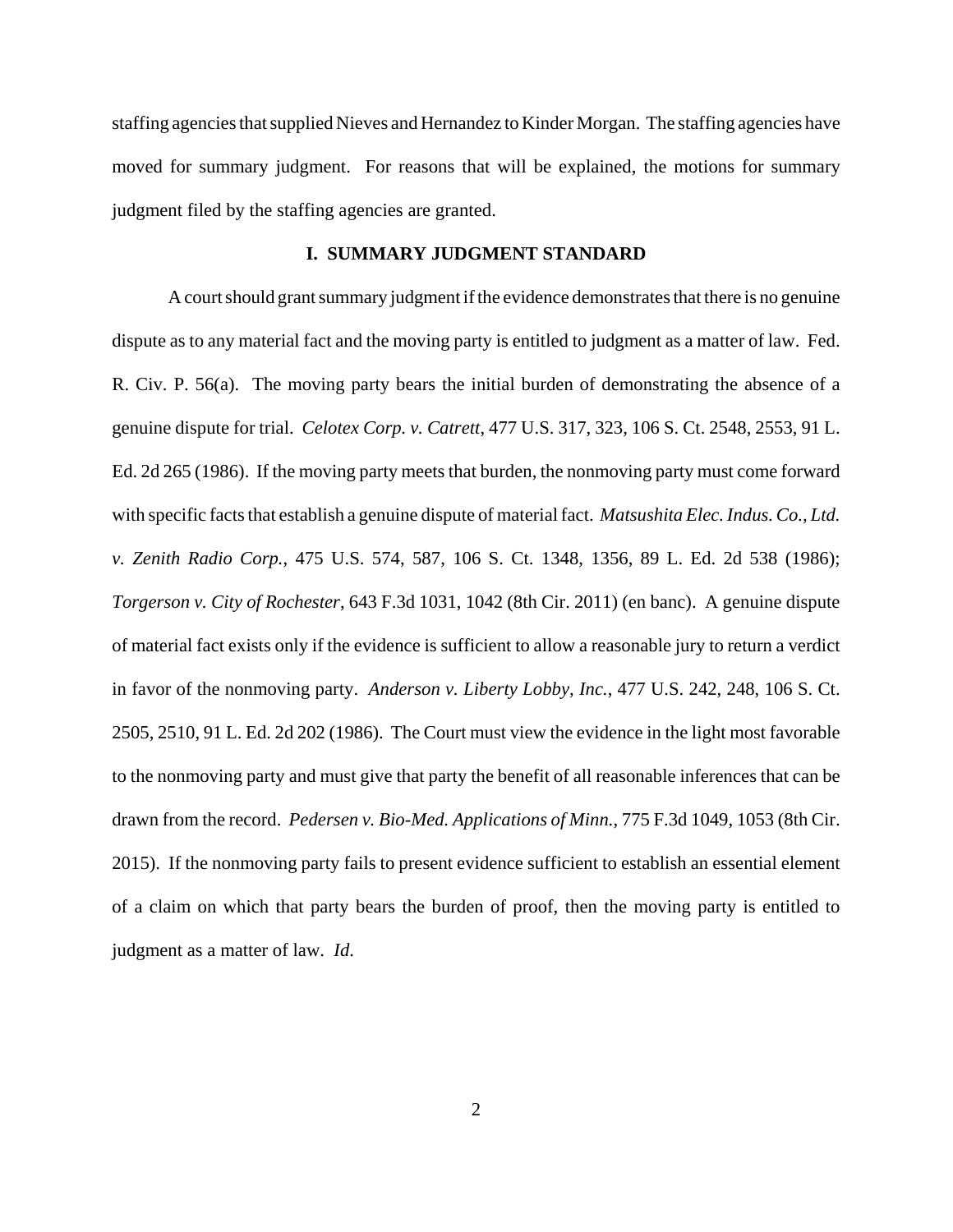staffing agencies that supplied Nieves and Hernandez to Kinder Morgan. The staffing agencies have moved for summary judgment. For reasons that will be explained, the motions for summary judgment filed by the staffing agencies are granted.

## I. SUMMARY JUDGMENT STANDARD

A court should grant summary judgment if the evidence demonstrates that there is no genuine dispute as to any material fact and the moving party is entitled to judgment as a matter of law. Fed. R. Civ. P. 56(a). The moving party bears the initial burden of demonstrating the absence of a genuine dispute for trial. *Celotex Corp. v. Catrett*, 477 U.S. 317, 323, 106 S. Ct. 2548, 2553, 91 L. Ed. 2d 265 (1986). If the moving party meets that burden, the nonmoving party must come forward with specific facts that establish a genuine dispute of material fact. *Matsushita Elec. Indus. Co., Ltd. v. Zenith Radio Corp.*, 475 U.S. 574, 587, 106 S. Ct. 1348, 1356, 89 L. Ed. 2d 538 (1986); *Torgerson v. City of Rochester*, 643 F.3d 1031, 1042 (8th Cir. 2011) (en banc). A genuine dispute of material fact exists only if the evidence is sufficient to allow a reasonable jury to return a verdict in favor of the nonmoving party. *Anderson v. Liberty Lobby, Inc.*, 477 U.S. 242, 248, 106 S. Ct. 2505, 2510, 91 L. Ed. 2d 202 (1986). The Court must view the evidence in the light most favorable to the nonmoving party and must give that party the benefit of all reasonable inferences that can be drawn from the record. *Pedersen v. Bio-Med. Applications of Minn.*, 775 F.3d 1049, 1053 (8th Cir. 2015). If the nonmoving party fails to present evidence sufficient to establish an essential element of a claim on which that party bears the burden of proof, then the moving party is entitled to judgment as a matter of law. *Id*.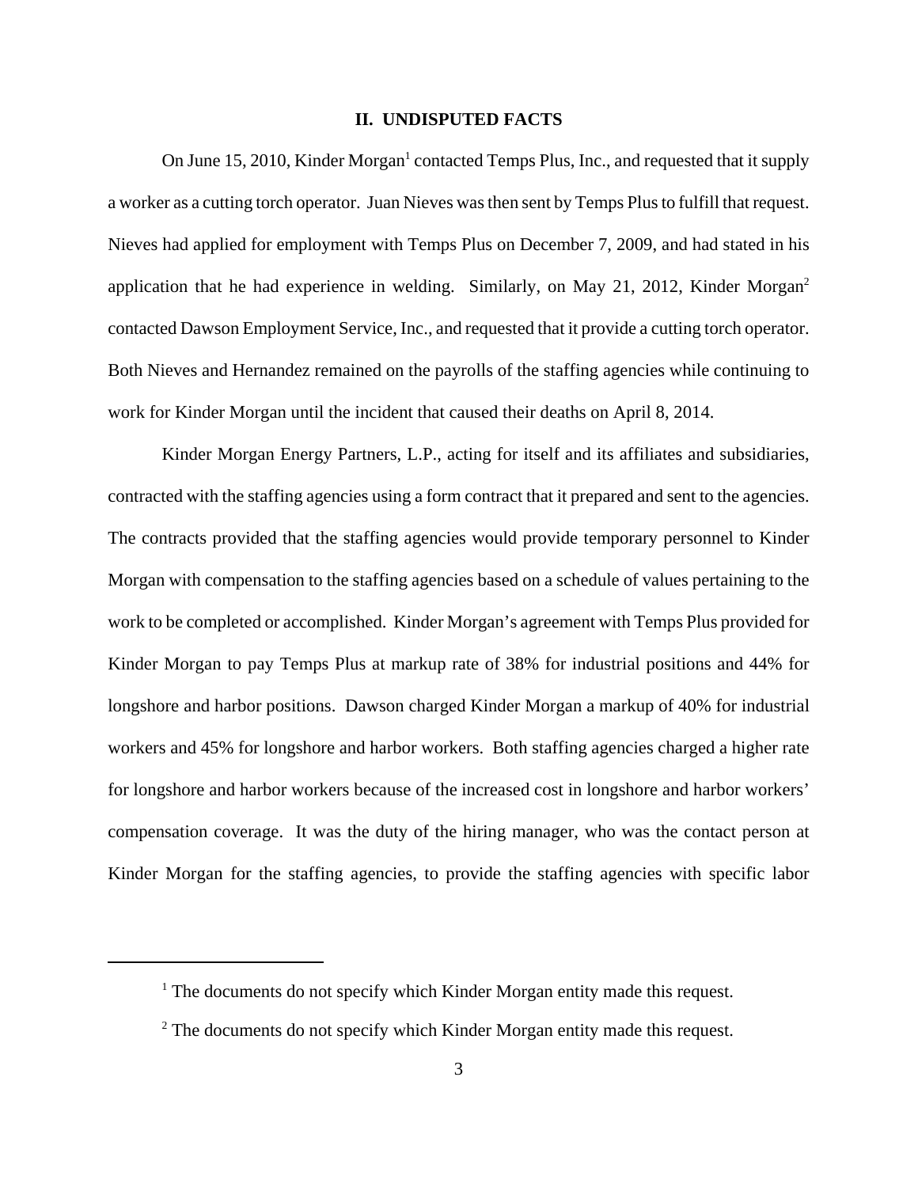## II. UNDISPUTED FACTS

On June 15, 2010, Kinder Morgan[1] contacted Temps Plus, Inc., and requested that it supply a worker as a cutting torch operator. Juan Nieves was then sent by Temps Plus to fulfill that request. Nieves had applied for employment with Temps Plus on December 7, 2009, and had stated in his application that he had experience in welding. Similarly, on May 21, 2012, Kinder Morgan[2] contacted Dawson Employment Service, Inc., and requested that it provide a cutting torch operator. Both Nieves and Hernandez remained on the payrolls of the staffing agencies while continuing to work for Kinder Morgan until the incident that caused their deaths on April 8, 2014.

Kinder Morgan Energy Partners, L.P., acting for itself and its affiliates and subsidiaries, contracted with the staffing agencies using a form contract that it prepared and sent to the agencies. The contracts provided that the staffing agencies would provide temporary personnel to Kinder Morgan with compensation to the staffing agencies based on a schedule of values pertaining to the work to be completed or accomplished. Kinder Morgan's agreement with Temps Plus provided for Kinder Morgan to pay Temps Plus at markup rate of 38% for industrial positions and 44% for longshore and harbor positions. Dawson charged Kinder Morgan a markup of 40% for industrial workers and 45% for longshore and harbor workers. Both staffing agencies charged a higher rate for longshore and harbor workers because of the increased cost in longshore and harbor workers' compensation coverage. It was the duty of the hiring manager, who was the contact person at Kinder Morgan for the staffing agencies, to provide the staffing agencies with specific labor

[1] The documents do not specify which Kinder Morgan entity made this request.

[2] The documents do not specify which Kinder Morgan entity made this request.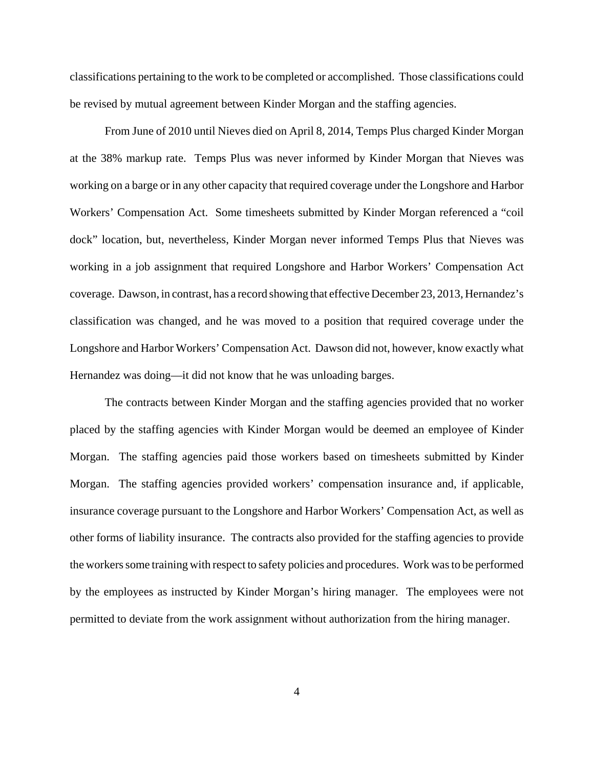classifications pertaining to the work to be completed or accomplished. Those classifications could be revised by mutual agreement between Kinder Morgan and the staffing agencies.

From June of 2010 until Nieves died on April 8, 2014, Temps Plus charged Kinder Morgan at the 38% markup rate. Temps Plus was never informed by Kinder Morgan that Nieves was working on a barge or in any other capacity that required coverage under the Longshore and Harbor Workers' Compensation Act. Some timesheets submitted by Kinder Morgan referenced a "coil dock" location, but, nevertheless, Kinder Morgan never informed Temps Plus that Nieves was working in a job assignment that required Longshore and Harbor Workers' Compensation Act coverage. Dawson, in contrast, has a record showing that effective December 23, 2013, Hernandez's classification was changed, and he was moved to a position that required coverage under the Longshore and Harbor Workers' Compensation Act. Dawson did not, however, know exactly what Hernandez was doing—it did not know that he was unloading barges.

The contracts between Kinder Morgan and the staffing agencies provided that no worker placed by the staffing agencies with Kinder Morgan would be deemed an employee of Kinder Morgan. The staffing agencies paid those workers based on timesheets submitted by Kinder Morgan. The staffing agencies provided workers' compensation insurance and, if applicable, insurance coverage pursuant to the Longshore and Harbor Workers' Compensation Act, as well as other forms of liability insurance. The contracts also provided for the staffing agencies to provide the workers some training with respect to safety policies and procedures. Work was to be performed by the employees as instructed by Kinder Morgan's hiring manager. The employees were not permitted to deviate from the work assignment without authorization from the hiring manager.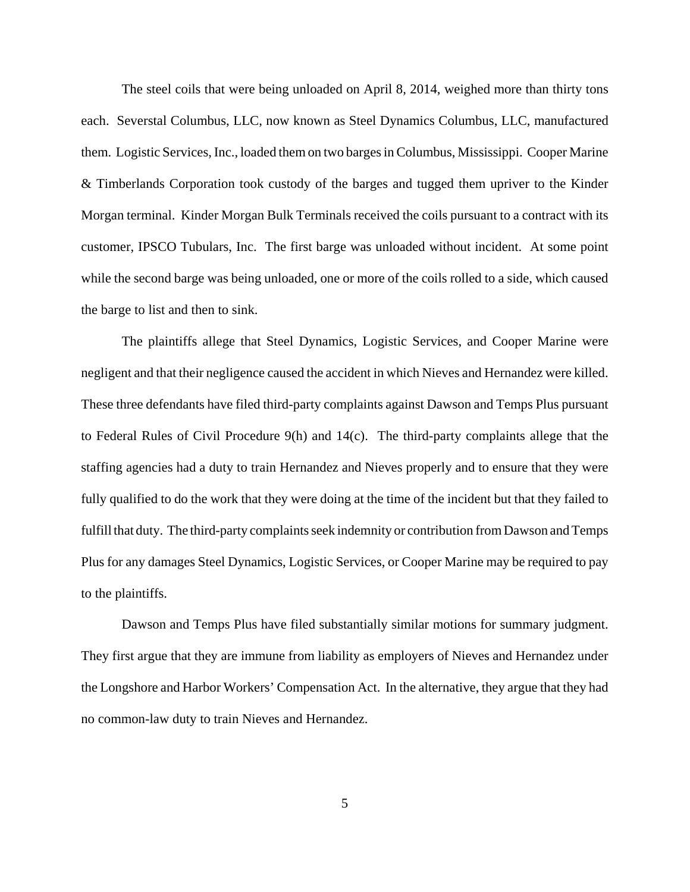The steel coils that were being unloaded on April 8, 2014, weighed more than thirty tons each. Severstal Columbus, LLC, now known as Steel Dynamics Columbus, LLC, manufactured them. Logistic Services, Inc., loaded them on two barges in Columbus, Mississippi. Cooper Marine & Timberlands Corporation took custody of the barges and tugged them upriver to the Kinder Morgan terminal. Kinder Morgan Bulk Terminals received the coils pursuant to a contract with its customer, IPSCO Tubulars, Inc. The first barge was unloaded without incident. At some point while the second barge was being unloaded, one or more of the coils rolled to a side, which caused the barge to list and then to sink.

The plaintiffs allege that Steel Dynamics, Logistic Services, and Cooper Marine were negligent and that their negligence caused the accident in which Nieves and Hernandez were killed. These three defendants have filed third-party complaints against Dawson and Temps Plus pursuant to Federal Rules of Civil Procedure 9(h) and 14(c). The third-party complaints allege that the staffing agencies had a duty to train Hernandez and Nieves properly and to ensure that they were fully qualified to do the work that they were doing at the time of the incident but that they failed to fulfill that duty. The third-party complaints seek indemnity or contribution from Dawson and Temps Plus for any damages Steel Dynamics, Logistic Services, or Cooper Marine may be required to pay to the plaintiffs.

Dawson and Temps Plus have filed substantially similar motions for summary judgment. They first argue that they are immune from liability as employers of Nieves and Hernandez under the Longshore and Harbor Workers' Compensation Act. In the alternative, they argue that they had no common-law duty to train Nieves and Hernandez.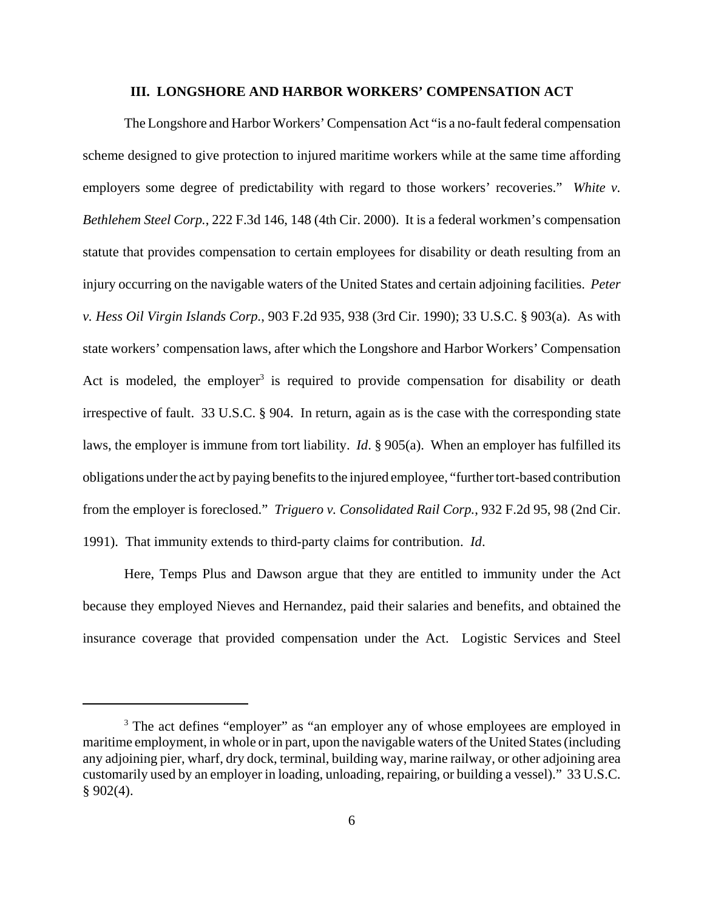## III. LONGSHORE AND HARBOR WORKERS' COMPENSATION ACT

The Longshore and Harbor Workers' Compensation Act "is a no-fault federal compensation scheme designed to give protection to injured maritime workers while at the same time affording employers some degree of predictability with regard to those workers' recoveries." *White v. Bethlehem Steel Corp.*, 222 F.3d 146, 148 (4th Cir. 2000). It is a federal workmen's compensation statute that provides compensation to certain employees for disability or death resulting from an injury occurring on the navigable waters of the United States and certain adjoining facilities. *Peter v. Hess Oil Virgin Islands Corp.*, 903 F.2d 935, 938 (3rd Cir. 1990); 33 U.S.C. § 903(a). As with state workers' compensation laws, after which the Longshore and Harbor Workers' Compensation Act is modeled, the employer[3] is required to provide compensation for disability or death irrespective of fault. 33 U.S.C. § 904. In return, again as is the case with the corresponding state laws, the employer is immune from tort liability. *Id*. § 905(a). When an employer has fulfilled its obligations under the act by paying benefits to the injured employee, "further tort-based contribution from the employer is foreclosed." *Triguero v. Consolidated Rail Corp.*, 932 F.2d 95, 98 (2nd Cir. 1991). That immunity extends to third-party claims for contribution. *Id*.

Here, Temps Plus and Dawson argue that they are entitled to immunity under the Act because they employed Nieves and Hernandez, paid their salaries and benefits, and obtained the insurance coverage that provided compensation under the Act. Logistic Services and Steel

---

[3] The act defines "employer" as "an employer any of whose employees are employed in maritime employment, in whole or in part, upon the navigable waters of the United States (including any adjoining pier, wharf, dry dock, terminal, building way, marine railway, or other adjoining area customarily used by an employer in loading, unloading, repairing, or building a vessel)." 33 U.S.C. § 902(4).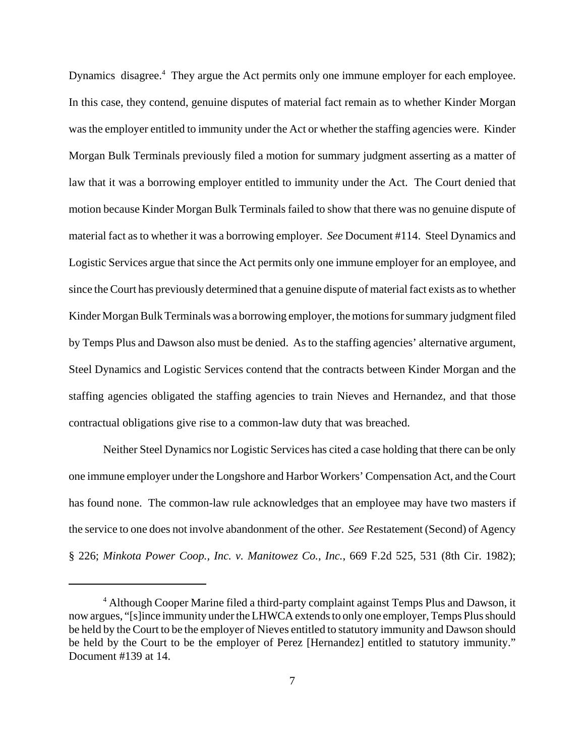Dynamics disagree.[4] They argue the Act permits only one immune employer for each employee. In this case, they contend, genuine disputes of material fact remain as to whether Kinder Morgan was the employer entitled to immunity under the Act or whether the staffing agencies were. Kinder Morgan Bulk Terminals previously filed a motion for summary judgment asserting as a matter of law that it was a borrowing employer entitled to immunity under the Act. The Court denied that motion because Kinder Morgan Bulk Terminals failed to show that there was no genuine dispute of material fact as to whether it was a borrowing employer. *See* Document #114. Steel Dynamics and Logistic Services argue that since the Act permits only one immune employer for an employee, and since the Court has previously determined that a genuine dispute of material fact exists as to whether Kinder Morgan Bulk Terminals was a borrowing employer, the motions for summary judgment filed by Temps Plus and Dawson also must be denied. As to the staffing agencies' alternative argument, Steel Dynamics and Logistic Services contend that the contracts between Kinder Morgan and the staffing agencies obligated the staffing agencies to train Nieves and Hernandez, and that those contractual obligations give rise to a common-law duty that was breached.

Neither Steel Dynamics nor Logistic Services has cited a case holding that there can be only one immune employer under the Longshore and Harbor Workers' Compensation Act, and the Court has found none. The common-law rule acknowledges that an employee may have two masters if the service to one does not involve abandonment of the other. *See* Restatement (Second) of Agency § 226; *Minkota Power Coop., Inc. v. Manitowez Co., Inc.*, 669 F.2d 525, 531 (8th Cir. 1982);

[4] Although Cooper Marine filed a third-party complaint against Temps Plus and Dawson, it now argues, "[s]ince immunity under the LHWCA extends to only one employer, Temps Plus should be held by the Court to be the employer of Nieves entitled to statutory immunity and Dawson should be held by the Court to be the employer of Perez [Hernandez] entitled to statutory immunity." Document #139 at 14.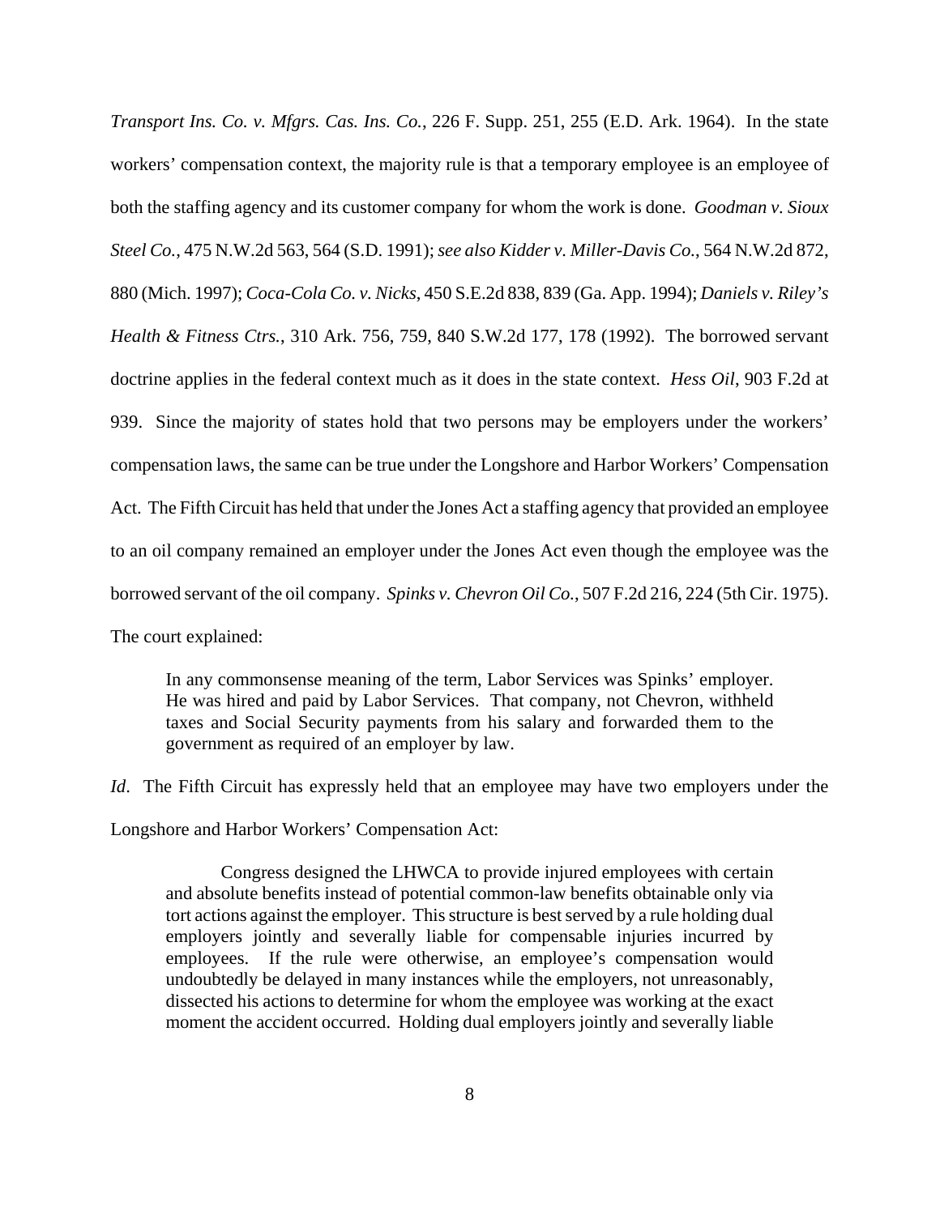*Transport Ins. Co. v. Mfgrs. Cas. Ins. Co.*, 226 F. Supp. 251, 255 (E.D. Ark. 1964). In the state workers' compensation context, the majority rule is that a temporary employee is an employee of both the staffing agency and its customer company for whom the work is done. *Goodman v. Sioux Steel Co.*, 475 N.W.2d 563, 564 (S.D. 1991); *see also Kidder v. Miller-Davis Co.*, 564 N.W.2d 872, 880 (Mich. 1997); *Coca-Cola Co. v. Nicks*, 450 S.E.2d 838, 839 (Ga. App. 1994); *Daniels v. Riley's Health & Fitness Ctrs.*, 310 Ark. 756, 759, 840 S.W.2d 177, 178 (1992). The borrowed servant doctrine applies in the federal context much as it does in the state context. *Hess Oil*, 903 F.2d at 939. Since the majority of states hold that two persons may be employers under the workers' compensation laws, the same can be true under the Longshore and Harbor Workers' Compensation Act. The Fifth Circuit has held that under the Jones Act a staffing agency that provided an employee to an oil company remained an employer under the Jones Act even though the employee was the borrowed servant of the oil company. *Spinks v. Chevron Oil Co.*, 507 F.2d 216, 224 (5th Cir. 1975). The court explained:

> In any commonsense meaning of the term, Labor Services was Spinks' employer. He was hired and paid by Labor Services. That company, not Chevron, withheld taxes and Social Security payments from his salary and forwarded them to the government as required of an employer by law.

*Id.* The Fifth Circuit has expressly held that an employee may have two employers under the Longshore and Harbor Workers' Compensation Act:

> Congress designed the LHWCA to provide injured employees with certain and absolute benefits instead of potential common-law benefits obtainable only via tort actions against the employer. This structure is best served by a rule holding dual employers jointly and severally liable for compensable injuries incurred by employees. If the rule were otherwise, an employee's compensation would undoubtedly be delayed in many instances while the employers, not unreasonably, dissected his actions to determine for whom the employee was working at the exact moment the accident occurred. Holding dual employers jointly and severally liable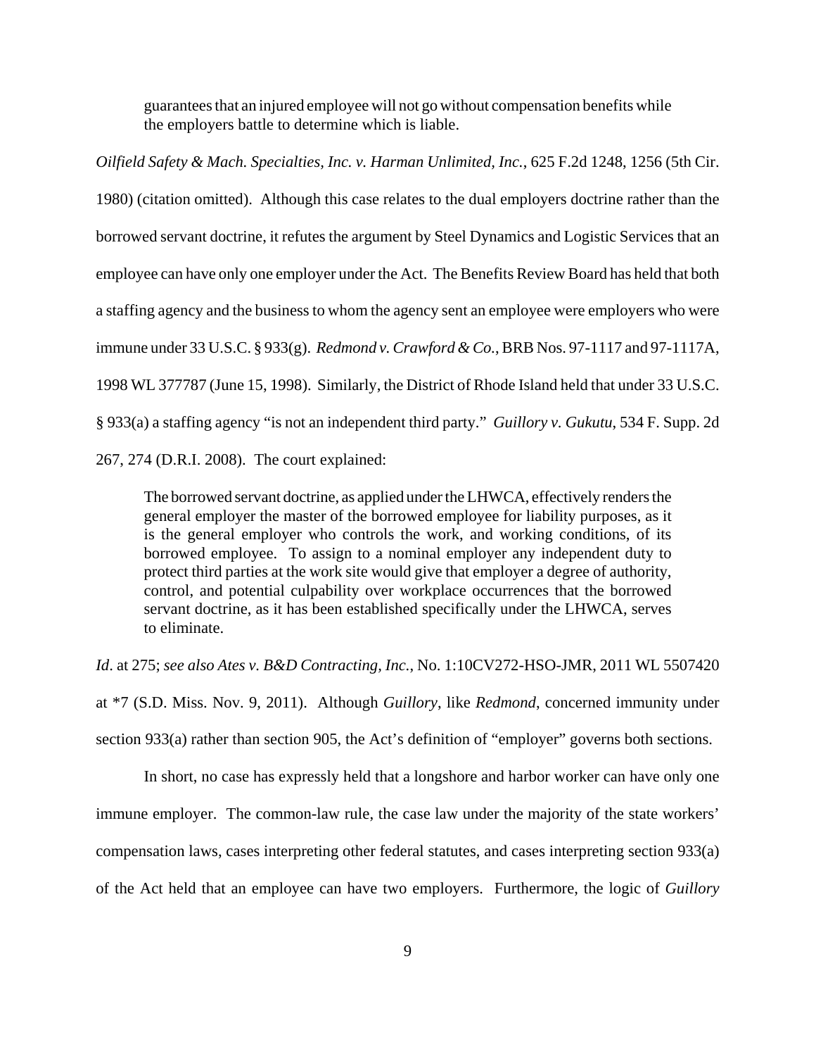> guarantees that an injured employee will not go without compensation benefits while the employers battle to determine which is liable.

*Oilfield Safety & Mach. Specialties, Inc. v. Harman Unlimited, Inc.*, 625 F.2d 1248, 1256 (5th Cir. 1980) (citation omitted). Although this case relates to the dual employers doctrine rather than the borrowed servant doctrine, it refutes the argument by Steel Dynamics and Logistic Services that an employee can have only one employer under the Act. The Benefits Review Board has held that both a staffing agency and the business to whom the agency sent an employee were employers who were immune under 33 U.S.C. § 933(g). *Redmond v. Crawford & Co.*, BRB Nos. 97-1117 and 97-1117A, 1998 WL 377787 (June 15, 1998). Similarly, the District of Rhode Island held that under 33 U.S.C. § 933(a) a staffing agency "is not an independent third party." *Guillory v. Gukutu*, 534 F. Supp. 2d 267, 274 (D.R.I. 2008). The court explained:

> The borrowed servant doctrine, as applied under the LHWCA, effectively renders the general employer the master of the borrowed employee for liability purposes, as it is the general employer who controls the work, and working conditions, of its borrowed employee. To assign to a nominal employer any independent duty to protect third parties at the work site would give that employer a degree of authority, control, and potential culpability over workplace occurrences that the borrowed servant doctrine, as it has been established specifically under the LHWCA, serves to eliminate.

*Id*. at 275; *see also Ates v. B&D Contracting, Inc.*, No. 1:10CV272-HSO-JMR, 2011 WL 5507420 at *7 (S.D. Miss. Nov. 9, 2011). Although *Guillory*, like *Redmond*, concerned immunity under section 933(a) rather than section 905, the Act's definition of "employer" governs both sections.

In short, no case has expressly held that a longshore and harbor worker can have only one immune employer. The common-law rule, the case law under the majority of the state workers' compensation laws, cases interpreting other federal statutes, and cases interpreting section 933(a) of the Act held that an employee can have two employers. Furthermore, the logic of *Guillory*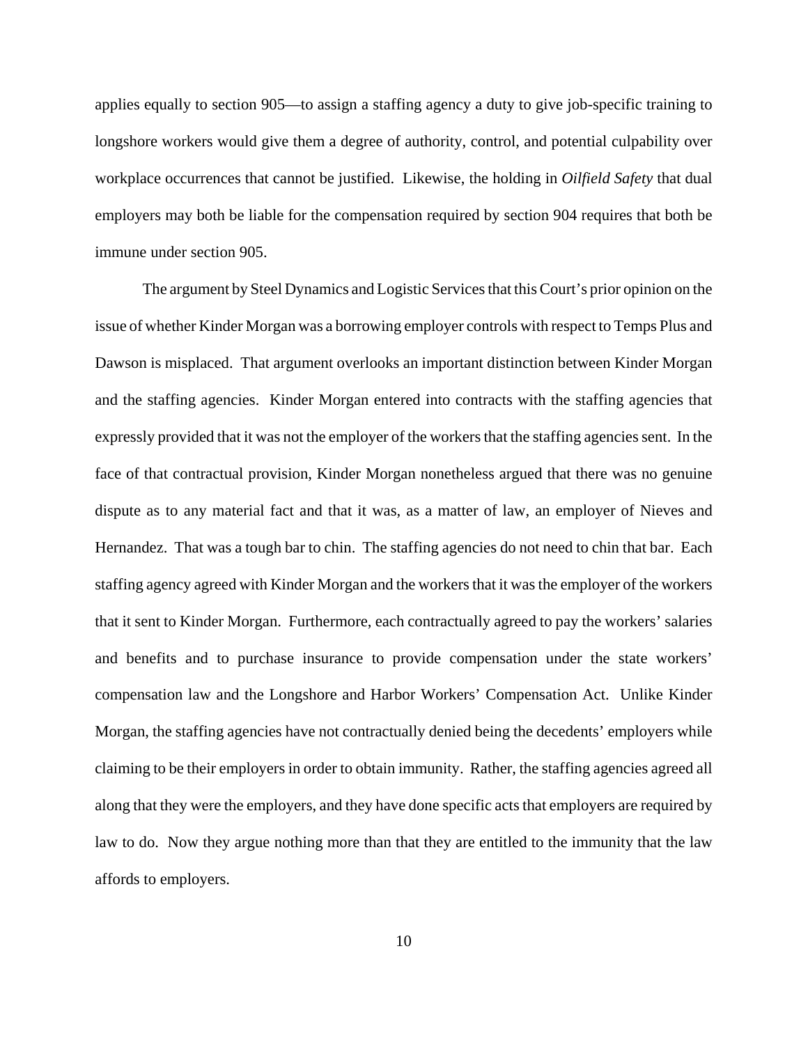applies equally to section 905—to assign a staffing agency a duty to give job-specific training to longshore workers would give them a degree of authority, control, and potential culpability over workplace occurrences that cannot be justified. Likewise, the holding in *Oilfield Safety* that dual employers may both be liable for the compensation required by section 904 requires that both be immune under section 905.

The argument by Steel Dynamics and Logistic Services that this Court's prior opinion on the issue of whether Kinder Morgan was a borrowing employer controls with respect to Temps Plus and Dawson is misplaced. That argument overlooks an important distinction between Kinder Morgan and the staffing agencies. Kinder Morgan entered into contracts with the staffing agencies that expressly provided that it was not the employer of the workers that the staffing agencies sent. In the face of that contractual provision, Kinder Morgan nonetheless argued that there was no genuine dispute as to any material fact and that it was, as a matter of law, an employer of Nieves and Hernandez. That was a tough bar to chin. The staffing agencies do not need to chin that bar. Each staffing agency agreed with Kinder Morgan and the workers that it was the employer of the workers that it sent to Kinder Morgan. Furthermore, each contractually agreed to pay the workers' salaries and benefits and to purchase insurance to provide compensation under the state workers' compensation law and the Longshore and Harbor Workers' Compensation Act. Unlike Kinder Morgan, the staffing agencies have not contractually denied being the decedents' employers while claiming to be their employers in order to obtain immunity. Rather, the staffing agencies agreed all along that they were the employers, and they have done specific acts that employers are required by law to do. Now they argue nothing more than that they are entitled to the immunity that the law affords to employers.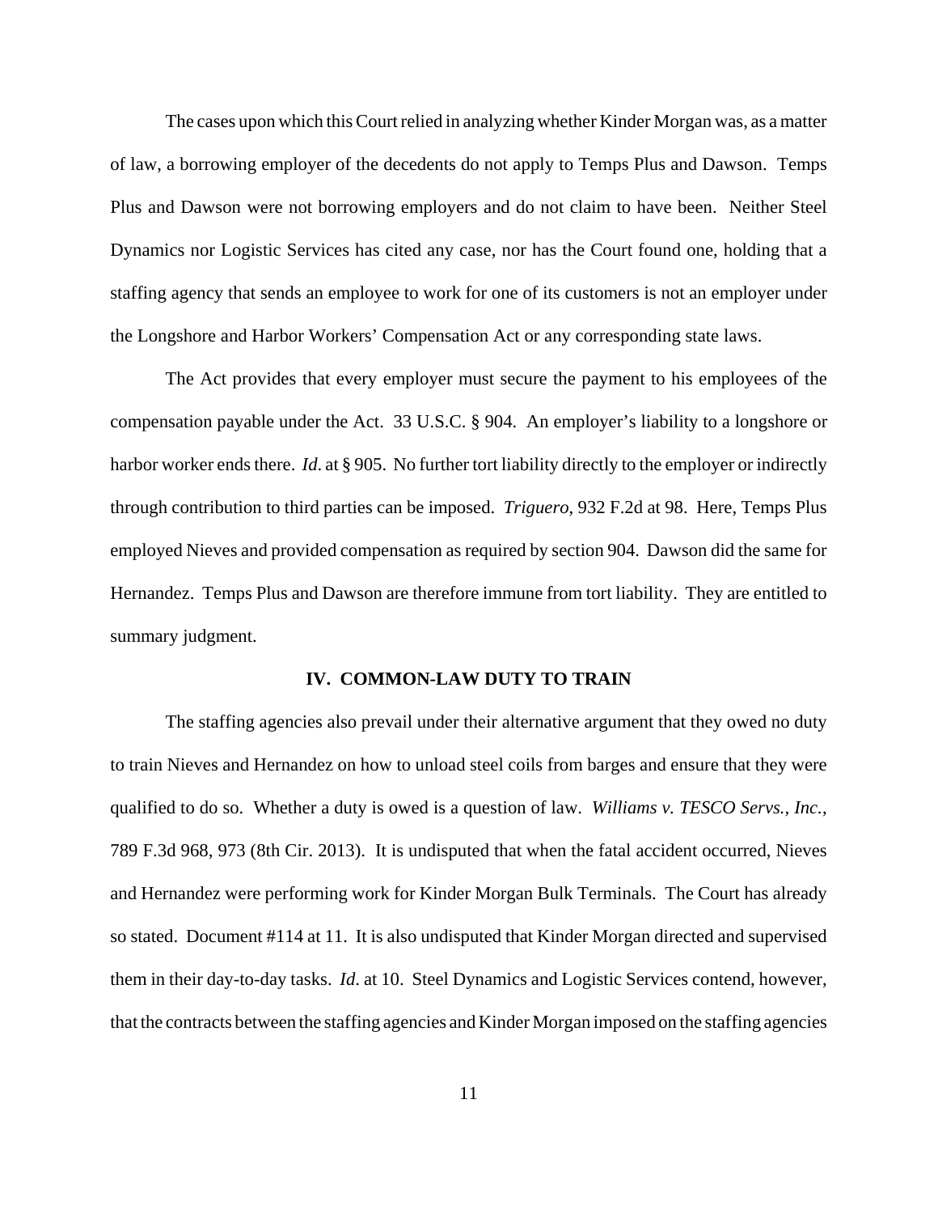The cases upon which this Court relied in analyzing whether Kinder Morgan was, as a matter of law, a borrowing employer of the decedents do not apply to Temps Plus and Dawson. Temps Plus and Dawson were not borrowing employers and do not claim to have been. Neither Steel Dynamics nor Logistic Services has cited any case, nor has the Court found one, holding that a staffing agency that sends an employee to work for one of its customers is not an employer under the Longshore and Harbor Workers' Compensation Act or any corresponding state laws.

The Act provides that every employer must secure the payment to his employees of the compensation payable under the Act. 33 U.S.C. § 904. An employer's liability to a longshore or harbor worker ends there. *Id.* at § 905. No further tort liability directly to the employer or indirectly through contribution to third parties can be imposed. *Triguero*, 932 F.2d at 98. Here, Temps Plus employed Nieves and provided compensation as required by section 904. Dawson did the same for Hernandez. Temps Plus and Dawson are therefore immune from tort liability. They are entitled to summary judgment.

## IV. COMMON-LAW DUTY TO TRAIN

The staffing agencies also prevail under their alternative argument that they owed no duty to train Nieves and Hernandez on how to unload steel coils from barges and ensure that they were qualified to do so. Whether a duty is owed is a question of law. *Williams v. TESCO Servs., Inc.*, 789 F.3d 968, 973 (8th Cir. 2013). It is undisputed that when the fatal accident occurred, Nieves and Hernandez were performing work for Kinder Morgan Bulk Terminals. The Court has already so stated. Document #114 at 11. It is also undisputed that Kinder Morgan directed and supervised them in their day-to-day tasks. *Id.* at 10. Steel Dynamics and Logistic Services contend, however, that the contracts between the staffing agencies and Kinder Morgan imposed on the staffing agencies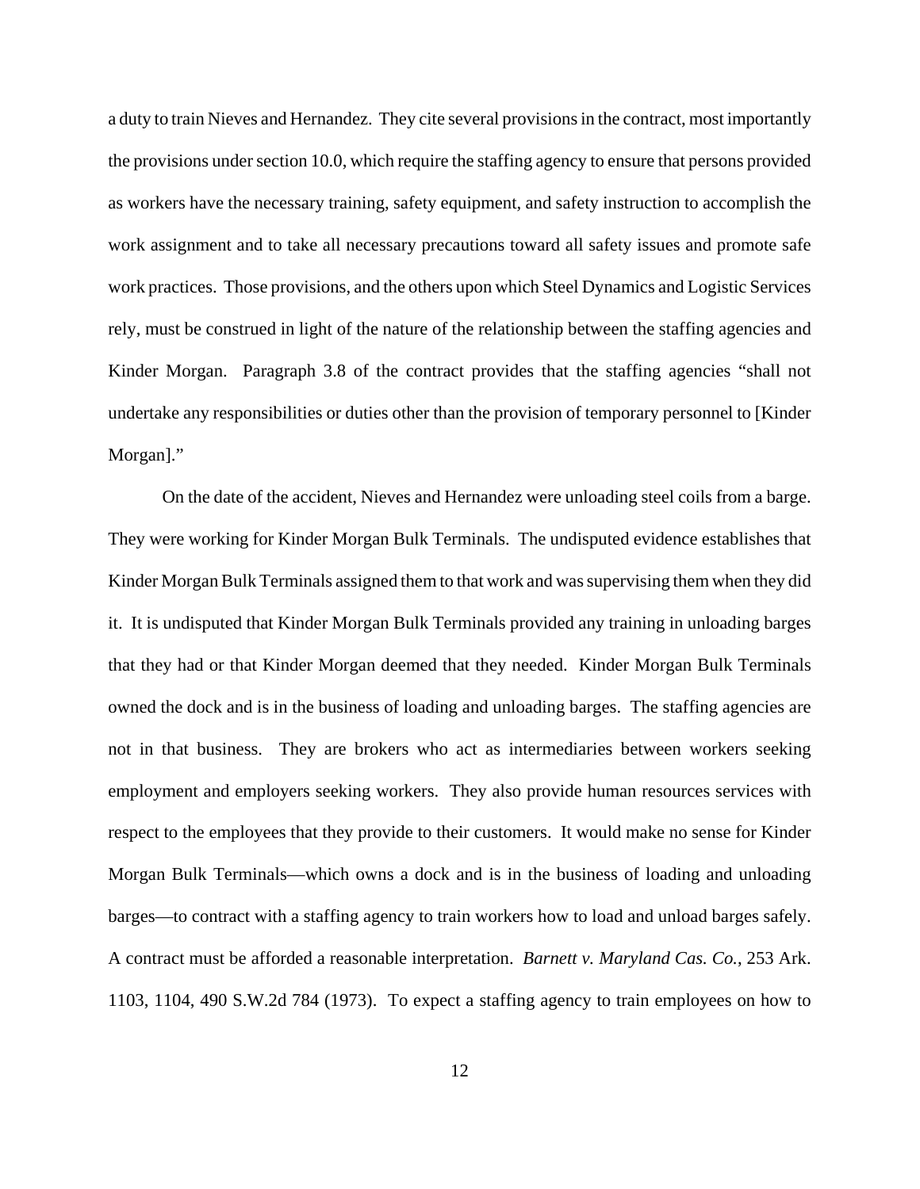a duty to train Nieves and Hernandez. They cite several provisions in the contract, most importantly the provisions under section 10.0, which require the staffing agency to ensure that persons provided as workers have the necessary training, safety equipment, and safety instruction to accomplish the work assignment and to take all necessary precautions toward all safety issues and promote safe work practices. Those provisions, and the others upon which Steel Dynamics and Logistic Services rely, must be construed in light of the nature of the relationship between the staffing agencies and Kinder Morgan. Paragraph 3.8 of the contract provides that the staffing agencies "shall not undertake any responsibilities or duties other than the provision of temporary personnel to [Kinder Morgan]."

On the date of the accident, Nieves and Hernandez were unloading steel coils from a barge. They were working for Kinder Morgan Bulk Terminals. The undisputed evidence establishes that Kinder Morgan Bulk Terminals assigned them to that work and was supervising them when they did it. It is undisputed that Kinder Morgan Bulk Terminals provided any training in unloading barges that they had or that Kinder Morgan deemed that they needed. Kinder Morgan Bulk Terminals owned the dock and is in the business of loading and unloading barges. The staffing agencies are not in that business. They are brokers who act as intermediaries between workers seeking employment and employers seeking workers. They also provide human resources services with respect to the employees that they provide to their customers. It would make no sense for Kinder Morgan Bulk Terminals—which owns a dock and is in the business of loading and unloading barges—to contract with a staffing agency to train workers how to load and unload barges safely. A contract must be afforded a reasonable interpretation. *Barnett v. Maryland Cas. Co.*, 253 Ark. 1103, 1104, 490 S.W.2d 784 (1973). To expect a staffing agency to train employees on how to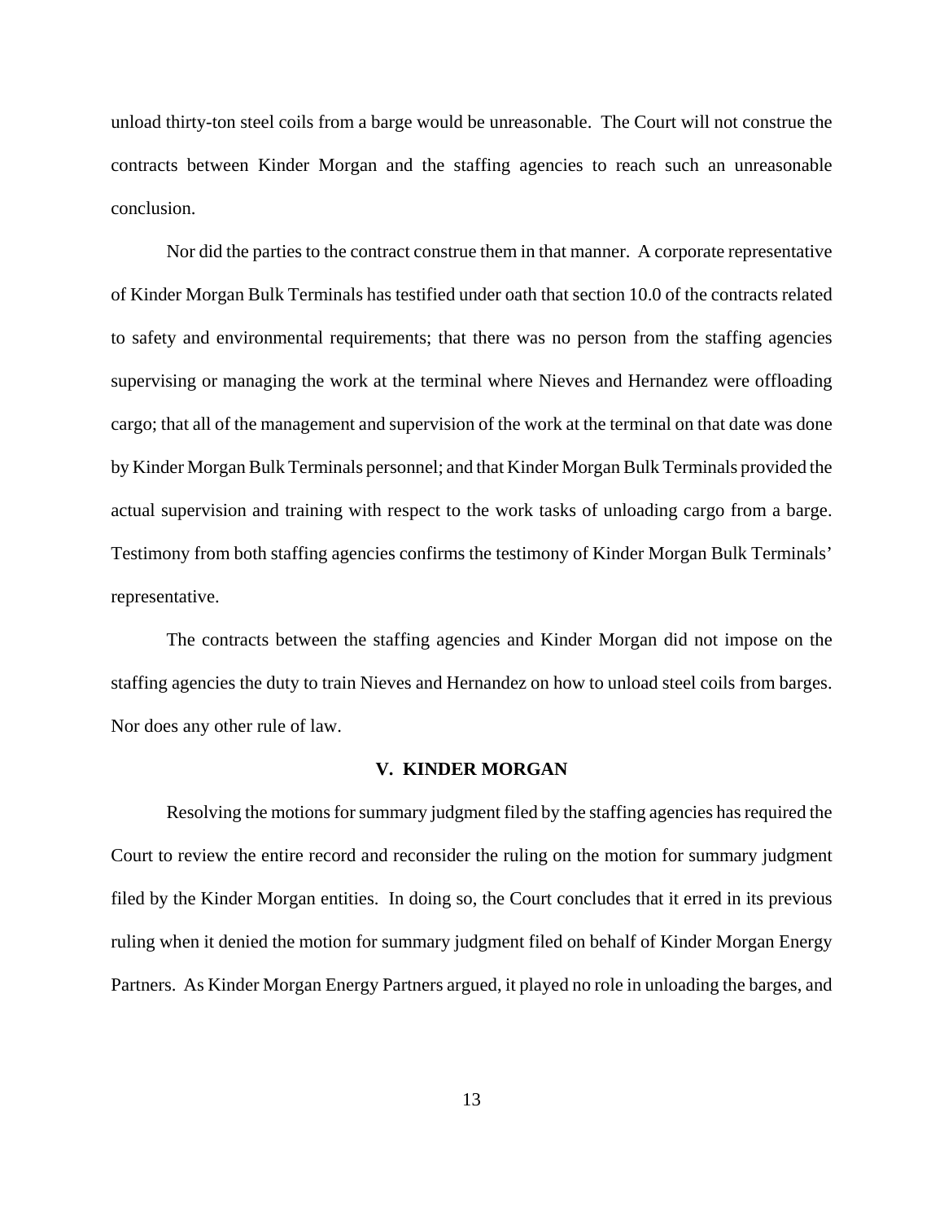unload thirty-ton steel coils from a barge would be unreasonable. The Court will not construe the contracts between Kinder Morgan and the staffing agencies to reach such an unreasonable conclusion.

Nor did the parties to the contract construe them in that manner. A corporate representative of Kinder Morgan Bulk Terminals has testified under oath that section 10.0 of the contracts related to safety and environmental requirements; that there was no person from the staffing agencies supervising or managing the work at the terminal where Nieves and Hernandez were offloading cargo; that all of the management and supervision of the work at the terminal on that date was done by Kinder Morgan Bulk Terminals personnel; and that Kinder Morgan Bulk Terminals provided the actual supervision and training with respect to the work tasks of unloading cargo from a barge. Testimony from both staffing agencies confirms the testimony of Kinder Morgan Bulk Terminals' representative.

The contracts between the staffing agencies and Kinder Morgan did not impose on the staffing agencies the duty to train Nieves and Hernandez on how to unload steel coils from barges. Nor does any other rule of law.

## V. KINDER MORGAN

Resolving the motions for summary judgment filed by the staffing agencies has required the Court to review the entire record and reconsider the ruling on the motion for summary judgment filed by the Kinder Morgan entities. In doing so, the Court concludes that it erred in its previous ruling when it denied the motion for summary judgment filed on behalf of Kinder Morgan Energy Partners. As Kinder Morgan Energy Partners argued, it played no role in unloading the barges, and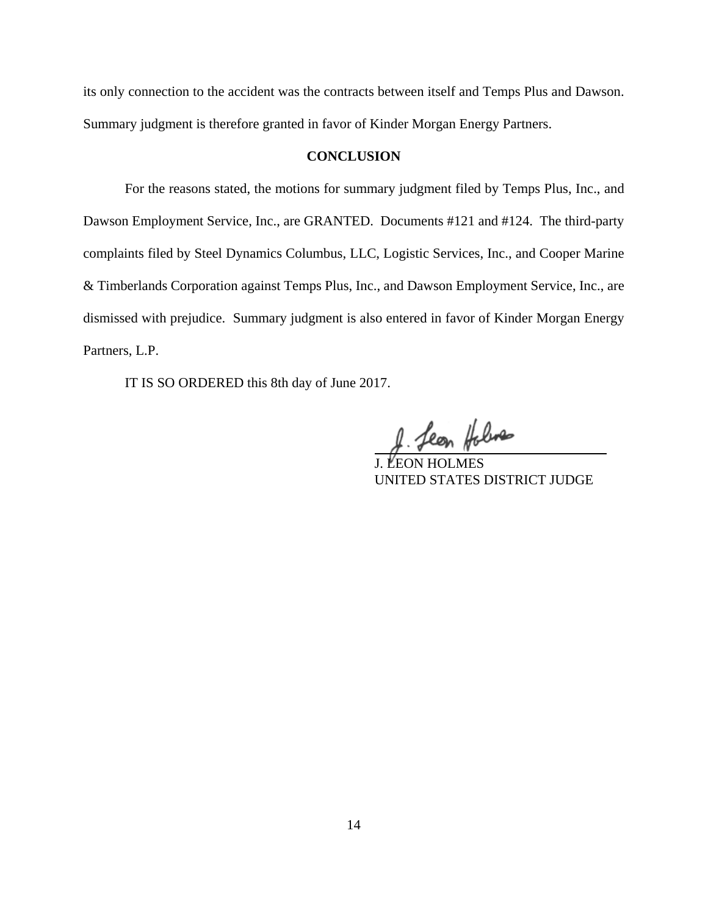its only connection to the accident was the contracts between itself and Temps Plus and Dawson. Summary judgment is therefore granted in favor of Kinder Morgan Energy Partners.

**CONCLUSION**

For the reasons stated, the motions for summary judgment filed by Temps Plus, Inc., and Dawson Employment Service, Inc., are GRANTED. Documents #121 and #124. The third-party complaints filed by Steel Dynamics Columbus, LLC, Logistic Services, Inc., and Cooper Marine & Timberlands Corporation against Temps Plus, Inc., and Dawson Employment Service, Inc., are dismissed with prejudice. Summary judgment is also entered in favor of Kinder Morgan Energy Partners, L.P.

IT IS SO ORDERED this 8th day of June 2017.

J. LEON HOLMES
UNITED STATES DISTRICT JUDGE